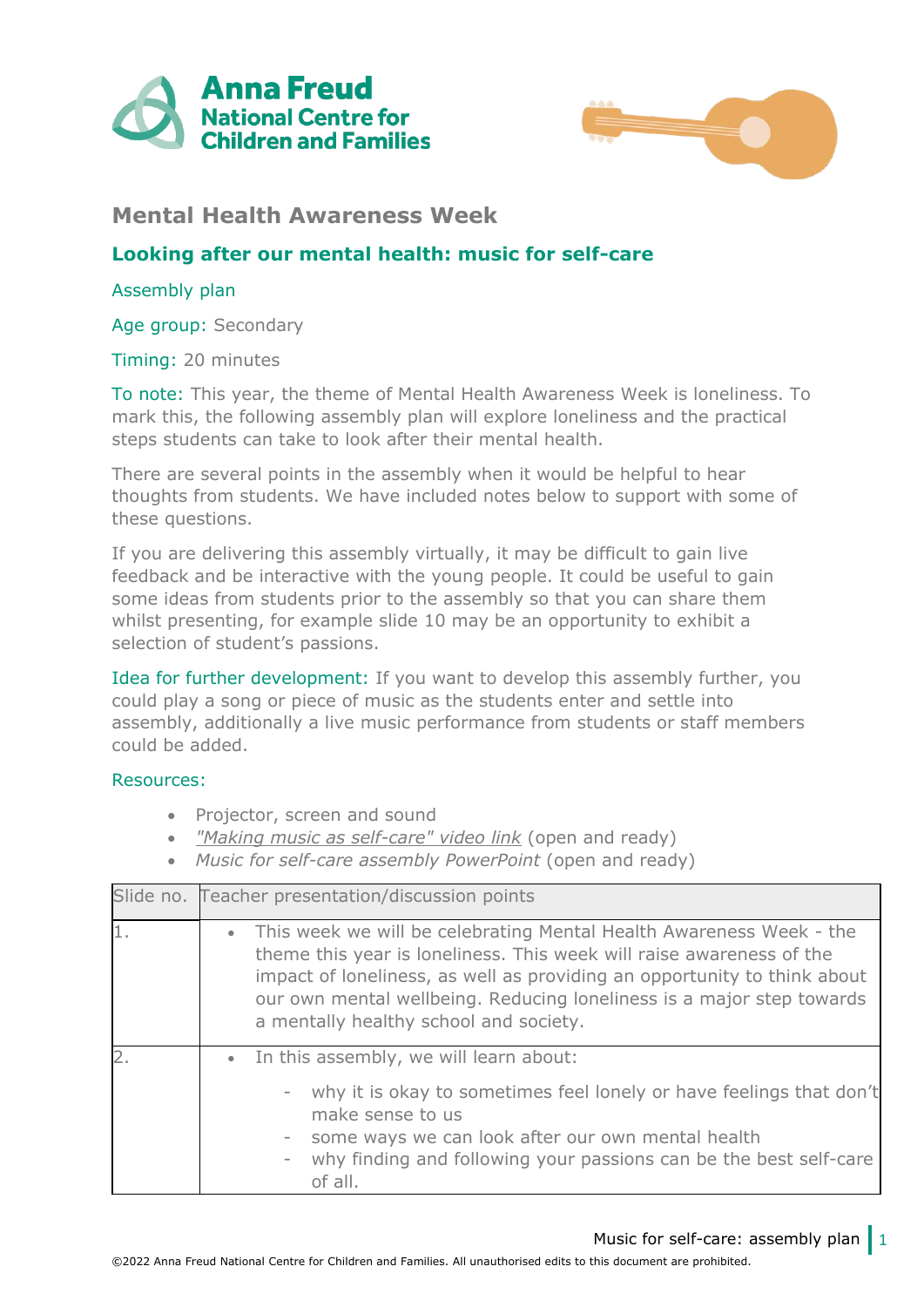Anna Freud National Centre for Children and Families

## Mental Health Awareness Week

### Looking after our mental health: music for self-care

Assembly plan

Age group: Secondary

Timing: 20 minutes

To note: This year, the theme of Mental Health Awareness Week is loneliness. To mark this, the following assembly plan will explore loneliness and the practical steps students can take to look after their mental health.

There are several points in the assembly when it would be helpful to hear thoughts from students. We have included notes below to support with some of these questions.

If you are delivering this assembly virtually, it may be difficult to gain live feedback and be interactive with the young people. It could be useful to gain some ideas from students prior to the assembly so that you can share them whilst presenting, for example slide 10 may be an opportunity to exhibit a selection of student's passions.

Idea for further development: If you want to develop this assembly further, you could play a song or piece of music as the students enter and settle into assembly, additionally a live music performance from students or staff members could be added.

Resources:

- Projector, screen and sound
- *"Making music as self-care" video link* (open and ready)
- *Music for self-care assembly PowerPoint* (open and ready)

| Slide no. | Teacher presentation/discussion points |
|---|---|
| 1. | • This week we will be celebrating Mental Health Awareness Week - the theme this year is loneliness. This week will raise awareness of the impact of loneliness, as well as providing an opportunity to think about our own mental wellbeing. Reducing loneliness is a major step towards a mentally healthy school and society. |
| 2. | • In this assembly, we will learn about:<br>- why it is okay to sometimes feel lonely or have feelings that don't make sense to us<br>- some ways we can look after our own mental health<br>- why finding and following your passions can be the best self-care of all. |

©2022 Anna Freud National Centre for Children and Families. All unauthorised edits to this document are prohibited.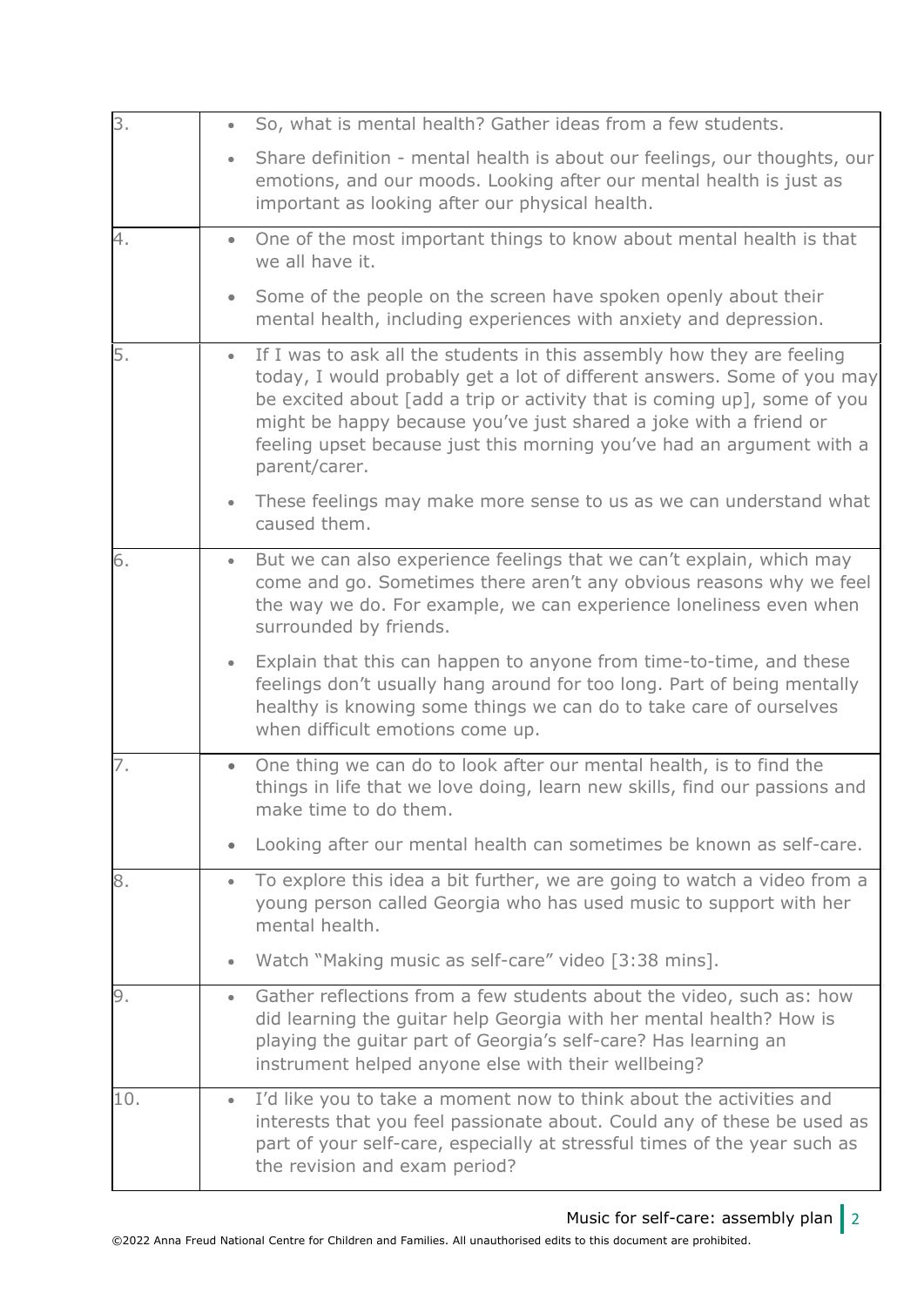| | |
|---|---|
| 3. | • So, what is mental health? Gather ideas from a few students.<br>• Share definition - mental health is about our feelings, our thoughts, our emotions, and our moods. Looking after our mental health is just as important as looking after our physical health. |
| 4. | • One of the most important things to know about mental health is that we all have it.<br>• Some of the people on the screen have spoken openly about their mental health, including experiences with anxiety and depression. |
| 5. | • If I was to ask all the students in this assembly how they are feeling today, I would probably get a lot of different answers. Some of you may be excited about [add a trip or activity that is coming up], some of you might be happy because you've just shared a joke with a friend or feeling upset because just this morning you've had an argument with a parent/carer.<br>• These feelings may make more sense to us as we can understand what caused them. |
| 6. | • But we can also experience feelings that we can't explain, which may come and go. Sometimes there aren't any obvious reasons why we feel the way we do. For example, we can experience loneliness even when surrounded by friends.<br>• Explain that this can happen to anyone from time-to-time, and these feelings don't usually hang around for too long. Part of being mentally healthy is knowing some things we can do to take care of ourselves when difficult emotions come up. |
| 7. | • One thing we can do to look after our mental health, is to find the things in life that we love doing, learn new skills, find our passions and make time to do them.<br>• Looking after our mental health can sometimes be known as self-care. |
| 8. | • To explore this idea a bit further, we are going to watch a video from a young person called Georgia who has used music to support with her mental health.<br>• Watch "Making music as self-care" video [3:38 mins]. |
| 9. | • Gather reflections from a few students about the video, such as: how did learning the guitar help Georgia with her mental health? How is playing the guitar part of Georgia's self-care? Has learning an instrument helped anyone else with their wellbeing? |
| 10. | • I'd like you to take a moment now to think about the activities and interests that you feel passionate about. Could any of these be used as part of your self-care, especially at stressful times of the year such as the revision and exam period? |

©2022 Anna Freud National Centre for Children and Families. All unauthorised edits to this document are prohibited.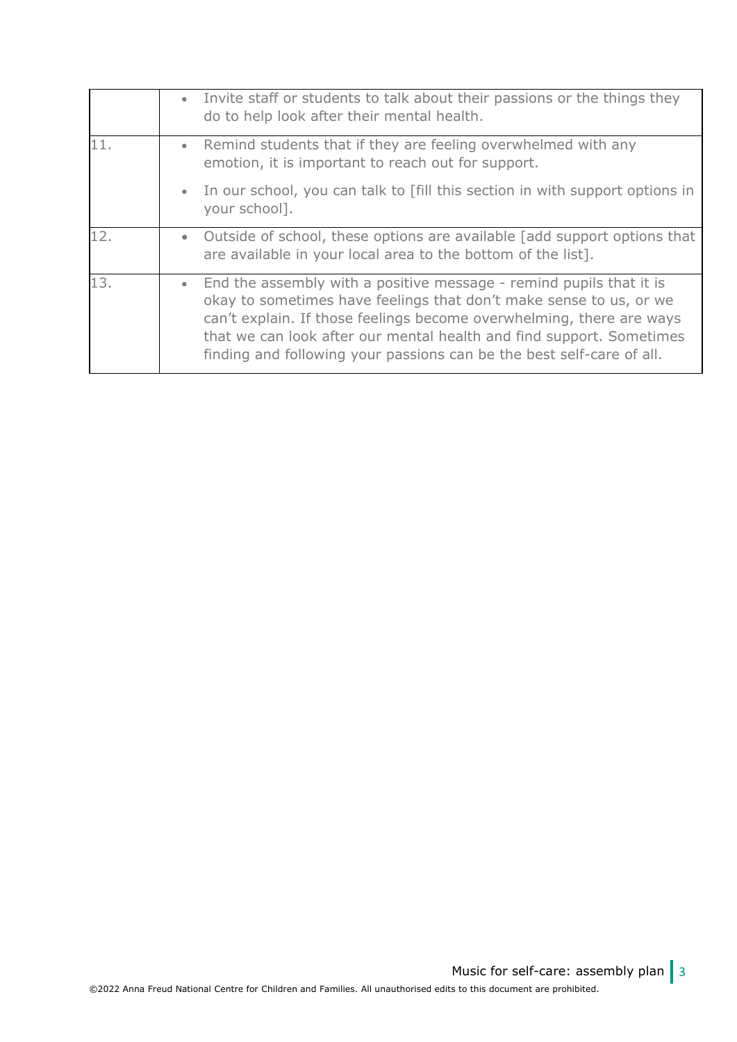| | |
|---|---|
| | • Invite staff or students to talk about their passions or the things they do to help look after their mental health. |
| 11. | • Remind students that if they are feeling overwhelmed with any emotion, it is important to reach out for support.<br>• In our school, you can talk to [fill this section in with support options in your school]. |
| 12. | • Outside of school, these options are available [add support options that are available in your local area to the bottom of the list]. |
| 13. | • End the assembly with a positive message - remind pupils that it is okay to sometimes have feelings that don't make sense to us, or we can't explain. If those feelings become overwhelming, there are ways that we can look after our mental health and find support. Sometimes finding and following your passions can be the best self-care of all. |

©2022 Anna Freud National Centre for Children and Families. All unauthorised edits to this document are prohibited.